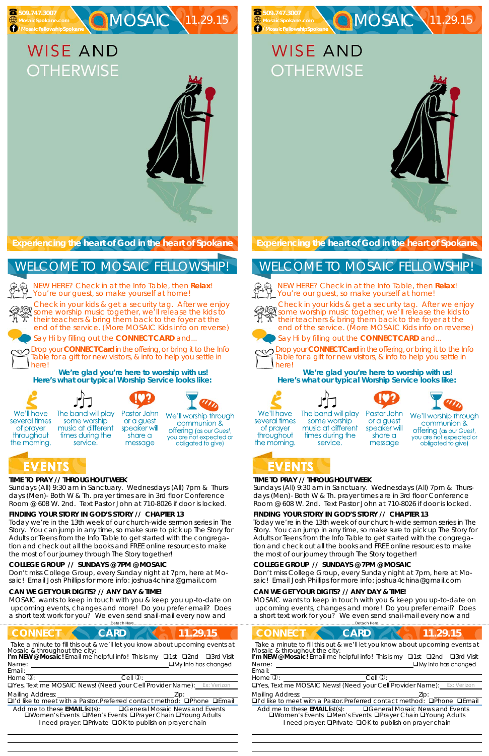509.747.3007
MosaicSpokane.com
/MosaicFellowshipSpokane

# MOSAIC 11.29.15

# WISE AND OTHERWISE

**Experiencing the heart of God in the heart of Spokane**

## WELCOME TO MOSAIC FELLOWSHIP!

NEW HERE? Check in at the Info Table, then **Relax**! You're our guest, so make yourself at home!

Check in your kids & get a security tag. After we enjoy some worship music together, we'll release the kids to their teachers & bring them back to the foyer at the end of the service. (More MOSAIC Kids info on reverse)

Say Hi by filling out the **CONNECT CARD** and...

Drop your **CONNECT Card** in the offering, or bring it to the Info Table for a gift for new visitors, & info to help you settle in here!

**We're glad you're here to worship with us!**
**Here's what our typical Worship Service looks like:**

- We'll have several times of prayer throughout the morning.
- The band will play some worship music at different times during the service.
- Pastor John or a guest speaker will share a message
- We'll worship through communion & offering (as our Guest, you are not expected or obligated to give)

## EVENTS

**TIME TO PRAY // THROUGHOUT WEEK**
Sundays (All) 9:30 am in Sanctuary. Wednesdays (All) 7pm & Thursdays (Men)- Both W & Th. prayer times are in 3rd floor Conference Room @ 608 W. 2nd. Text Pastor John at 710-8026 if door is locked.

**FINDING YOUR STORY IN GOD'S STORY // CHAPTER 13**
Today we're in the 13th week of our church-wide sermon series in The Story. You can jump in any time, so make sure to pick up The Story for Adults or Teens from the Info Table to get started with the congregation and check out all the books and FREE online resources to make the most of our journey through The Story together!

**COLLEGE GROUP // SUNDAYS @ 7PM @ MOSAIC**
Don't miss College Group, every Sunday night at 7pm, here at Mosaic! Email Josh Phillips for more info: joshua4china@gmail.com

**CAN WE GET YOUR DIGITS? // ANY DAY & TIME!**
MOSAIC wants to keep in touch with you & keep you up-to-date on upcoming events, changes and more! Do you prefer email? Does a short text work for you? We even send snail-mail every now and

Detach Here

## CONNECT CARD 11.29.15

Take a minute to fill this out & we'll let you know about upcoming events at Mosaic & throughout the city:

**I'm NEW @ Mosaic!** Email me helpful info! This is my ❑1st ❑2nd ❑3rd Visit

Name: ❑My Info has changed

Email:

Home: Cell:

❑Yes, Text me MOSAIC News! (Need your Cell Provider Name): Ex: Verizon

Mailing Address: Zip:

❑I'd like to meet with a Pastor. Preferred contact method: ❑Phone ❑Email

Add me to these **EMAIL** list(s): ❑General Mosaic News and Events ❑Women's Events ❑Men's Events ❑Prayer Chain ❑Young Adults

I need prayer: ❑Private ❑OK to publish on prayer chain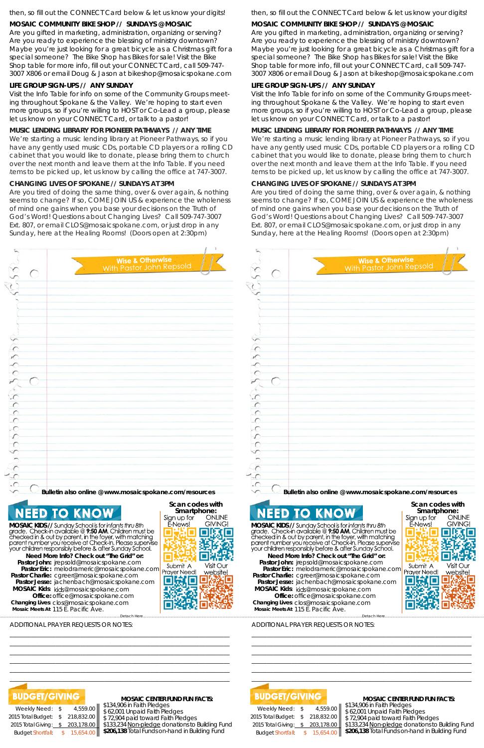then, so fill out the CONNECTCard below & let us know your digits!

**MOSAIC COMMUNITY BIKE SHOP // SUNDAYS @ MOSAIC**

Are you gifted in marketing, administration, organizing or serving? Are you ready to experience the blessing of ministry downtown? Maybe you're just looking for a great bicycle as a Christmas gift for a special someone? The Bike Shop has Bikes for sale! Visit the Bike Shop table for more info, fill out your CONNECTCard, call 509-747-3007 X806 or email Doug & Jason at bikeshop@mosaicspokane.com

**LIFE GROUP SIGN-UPS // ANY SUNDAY**

Visit the Info Table for info on some of the Community Groups meeting throughout Spokane & the Valley. We're hoping to start even more groups, so if you're willing to HOST or Co-Lead a group, please let us know on your CONNECTCard, or talk to a pastor!

**MUSIC LENDING LIBRARY FOR PIONEER PATHWAYS // ANY TIME**

We're starting a music lending library at Pioneer Pathways, so if you have any gently used music CDs, portable CD players or a rolling CD cabinet that you would like to donate, please bring them to church over the next month and leave them at the Info Table. If you need items to be picked up, let us know by calling the office at 747-3007.

**CHANGING LIVES OF SPOKANE // SUNDAYS AT 3PM**

Are you tired of doing the same thing, over & over again, & nothing seems to change? If so, COME JOIN US & experience the wholeness of mind one gains when you base your decisions on the Truth of God's Word! Questions about Changing Lives? Call 509-747-3007 Ext. 807, or email CLOS@mosaicspokane.com, or just drop in any Sunday, here at the Healing Rooms! (Doors open at 2:30pm)

**Wise & Otherwise**
With Pastor John Repsold

**Bulletin also online @ www.mosaicspokane.com/resources**

## NEED TO KNOW

**MOSAIC KIDS //** Sunday School is for infants thru 8th grade. Check-in available @ **9:50 AM**. Children must be checked in & out by parent, in the foyer, with matching parent number you receive at Check-In. Please supervise your children responsibly before & after Sunday School.

**Need More Info? Check out "The Grid" or:**

**Pastor John:** jrepsold@mosaicspokane.com
**Pastor Eric:** melodrameric@mosaicspokane.com
**Pastor Charlie:** cgreer@mosaicspokane.com
**Pastor Jesse:** jachenbach@mosaicspokane.com
**MOSAIC Kids:** kids@mosaicspokane.com
**Office:** office@mosaicspokane.com
**Changing Lives:** clos@mosaicspokane.com
**Mosaic Meets At:** 115 E. Pacific Ave.

**Scan codes with Smartphone:**
Sign up for E-News! | ONLINE GIVING! | Submit A Prayer Need! | Visit Our website!

Detach Here

ADDITIONAL PRAYER REQUESTS OR NOTES:

## BUDGET/GIVING

| | | |
|---|---|---|
| Weekly Need: | $ | 4,559.00 |
| 2015 Total Budget: | $ | 218,832.00 |
| 2015 Total Giving: | $ | 203,178.00 |
| Budget Shortfall: | $ | 15,654.00 |

**MOSAIC CENTER FUND FUN FACTS:**

$134,906 in Faith Pledges
$ 62,001 Unpaid Faith Pledges
$ 72,904 paid toward Faith Pledges
$133,234 Non-pledge donations to Building Fund
**$206,138** Total Funds on-hand in Building Fund